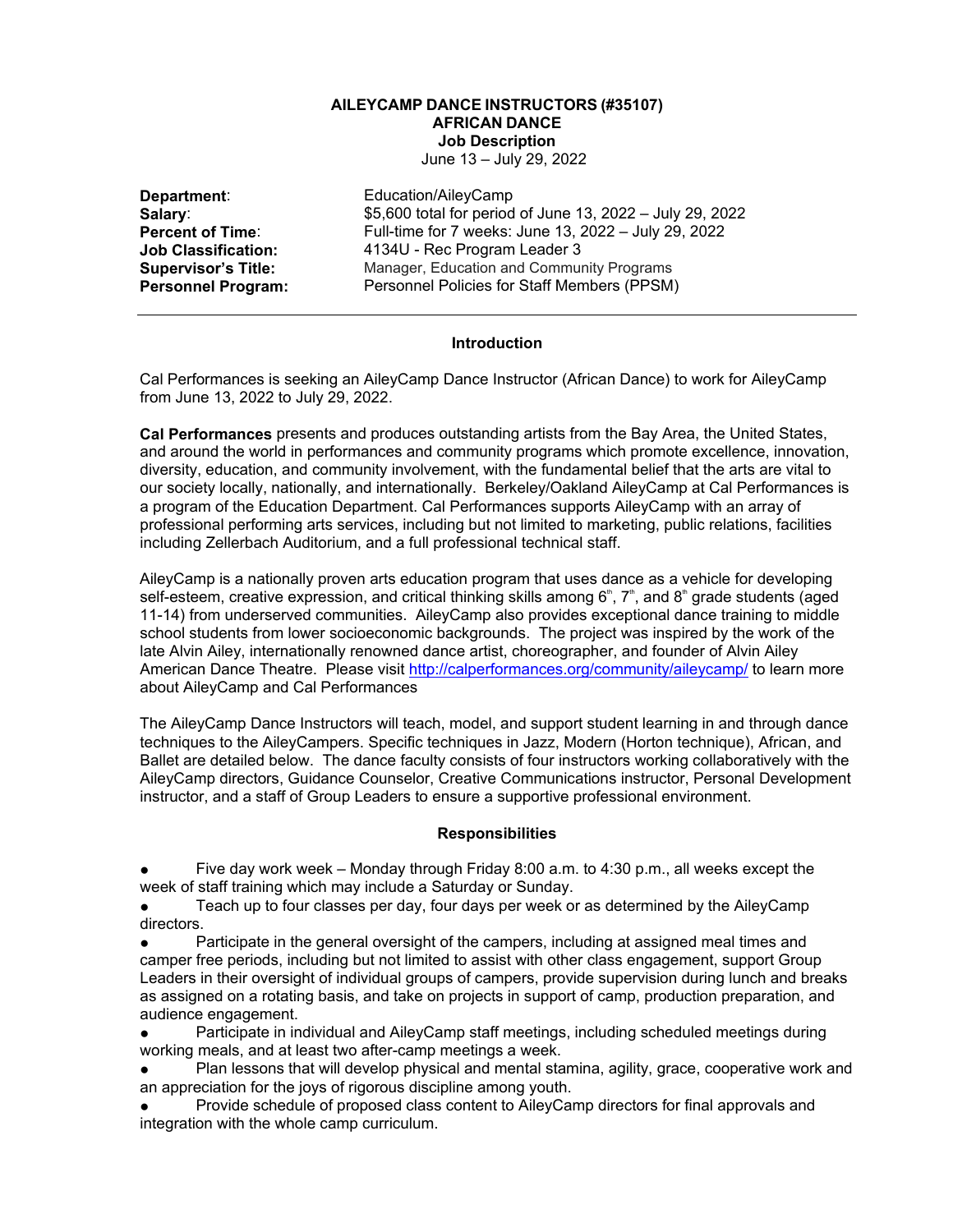# AILEYCAMP DANCE INSTRUCTORS (#35107)
## AFRICAN DANCE
### Job Description

June 13 – July 29, 2022

| | |
|---|---|
| **Department**: | Education/AileyCamp |
| **Salary**: | $5,600 total for period of June 13, 2022 – July 29, 2022 |
| **Percent of Time**: | Full-time for 7 weeks: June 13, 2022 – July 29, 2022 |
| **Job Classification:** | 4134U - Rec Program Leader 3 |
| **Supervisor's Title:** | Manager, Education and Community Programs |
| **Personnel Program:** | Personnel Policies for Staff Members (PPSM) |

---

### Introduction

Cal Performances is seeking an AileyCamp Dance Instructor (African Dance) to work for AileyCamp from June 13, 2022 to July 29, 2022.

**Cal Performances** presents and produces outstanding artists from the Bay Area, the United States, and around the world in performances and community programs which promote excellence, innovation, diversity, education, and community involvement, with the fundamental belief that the arts are vital to our society locally, nationally, and internationally. Berkeley/Oakland AileyCamp at Cal Performances is a program of the Education Department. Cal Performances supports AileyCamp with an array of professional performing arts services, including but not limited to marketing, public relations, facilities including Zellerbach Auditorium, and a full professional technical staff.

AileyCamp is a nationally proven arts education program that uses dance as a vehicle for developing self-esteem, creative expression, and critical thinking skills among 6th, 7th, and 8th grade students (aged 11-14) from underserved communities. AileyCamp also provides exceptional dance training to middle school students from lower socioeconomic backgrounds. The project was inspired by the work of the late Alvin Ailey, internationally renowned dance artist, choreographer, and founder of Alvin Ailey American Dance Theatre. Please visit http://calperformances.org/community/aileycamp/ to learn more about AileyCamp and Cal Performances

The AileyCamp Dance Instructors will teach, model, and support student learning in and through dance techniques to the AileyCampers. Specific techniques in Jazz, Modern (Horton technique), African, and Ballet are detailed below. The dance faculty consists of four instructors working collaboratively with the AileyCamp directors, Guidance Counselor, Creative Communications instructor, Personal Development instructor, and a staff of Group Leaders to ensure a supportive professional environment.

### Responsibilities

- Five day work week – Monday through Friday 8:00 a.m. to 4:30 p.m., all weeks except the week of staff training which may include a Saturday or Sunday.
- Teach up to four classes per day, four days per week or as determined by the AileyCamp directors.
- Participate in the general oversight of the campers, including at assigned meal times and camper free periods, including but not limited to assist with other class engagement, support Group Leaders in their oversight of individual groups of campers, provide supervision during lunch and breaks as assigned on a rotating basis, and take on projects in support of camp, production preparation, and audience engagement.
- Participate in individual and AileyCamp staff meetings, including scheduled meetings during working meals, and at least two after-camp meetings a week.
- Plan lessons that will develop physical and mental stamina, agility, grace, cooperative work and an appreciation for the joys of rigorous discipline among youth.
- Provide schedule of proposed class content to AileyCamp directors for final approvals and integration with the whole camp curriculum.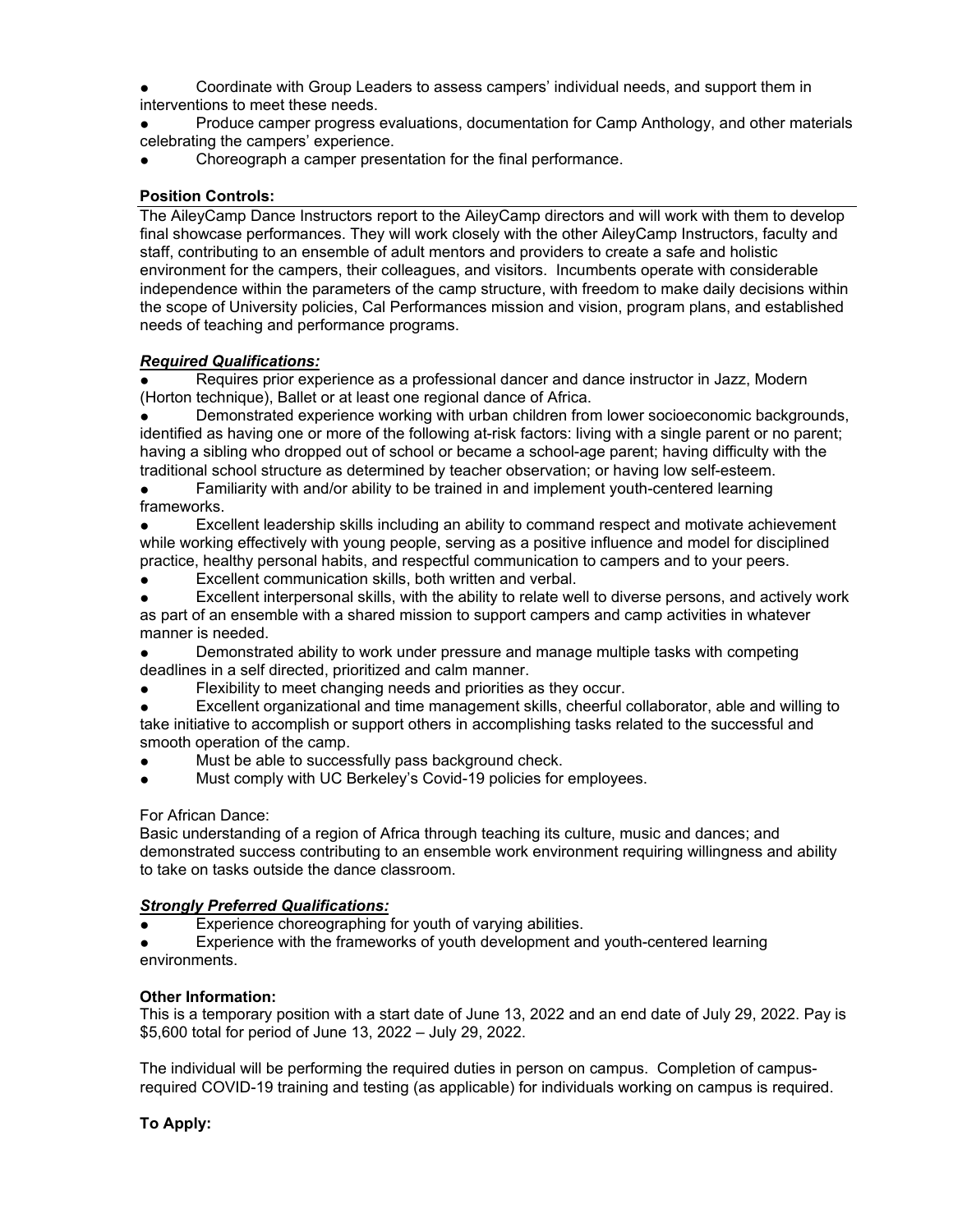- Coordinate with Group Leaders to assess campers' individual needs, and support them in interventions to meet these needs.
- Produce camper progress evaluations, documentation for Camp Anthology, and other materials celebrating the campers' experience.
- Choreograph a camper presentation for the final performance.

**Position Controls:**

The AileyCamp Dance Instructors report to the AileyCamp directors and will work with them to develop final showcase performances. They will work closely with the other AileyCamp Instructors, faculty and staff, contributing to an ensemble of adult mentors and providers to create a safe and holistic environment for the campers, their colleagues, and visitors. Incumbents operate with considerable independence within the parameters of the camp structure, with freedom to make daily decisions within the scope of University policies, Cal Performances mission and vision, program plans, and established needs of teaching and performance programs.

***Required Qualifications:***

- Requires prior experience as a professional dancer and dance instructor in Jazz, Modern (Horton technique), Ballet or at least one regional dance of Africa.
- Demonstrated experience working with urban children from lower socioeconomic backgrounds, identified as having one or more of the following at-risk factors: living with a single parent or no parent; having a sibling who dropped out of school or became a school-age parent; having difficulty with the traditional school structure as determined by teacher observation; or having low self-esteem.
- Familiarity with and/or ability to be trained in and implement youth-centered learning frameworks.
- Excellent leadership skills including an ability to command respect and motivate achievement while working effectively with young people, serving as a positive influence and model for disciplined practice, healthy personal habits, and respectful communication to campers and to your peers.
- Excellent communication skills, both written and verbal.
- Excellent interpersonal skills, with the ability to relate well to diverse persons, and actively work as part of an ensemble with a shared mission to support campers and camp activities in whatever manner is needed.
- Demonstrated ability to work under pressure and manage multiple tasks with competing deadlines in a self directed, prioritized and calm manner.
- Flexibility to meet changing needs and priorities as they occur.
- Excellent organizational and time management skills, cheerful collaborator, able and willing to take initiative to accomplish or support others in accomplishing tasks related to the successful and smooth operation of the camp.
- Must be able to successfully pass background check.
- Must comply with UC Berkeley's Covid-19 policies for employees.

For African Dance:
Basic understanding of a region of Africa through teaching its culture, music and dances; and demonstrated success contributing to an ensemble work environment requiring willingness and ability to take on tasks outside the dance classroom.

***Strongly Preferred Qualifications:***

- Experience choreographing for youth of varying abilities.
- Experience with the frameworks of youth development and youth-centered learning environments.

**Other Information:**

This is a temporary position with a start date of June 13, 2022 and an end date of July 29, 2022. Pay is $5,600 total for period of June 13, 2022 – July 29, 2022.

The individual will be performing the required duties in person on campus. Completion of campus-required COVID-19 training and testing (as applicable) for individuals working on campus is required.

**To Apply:**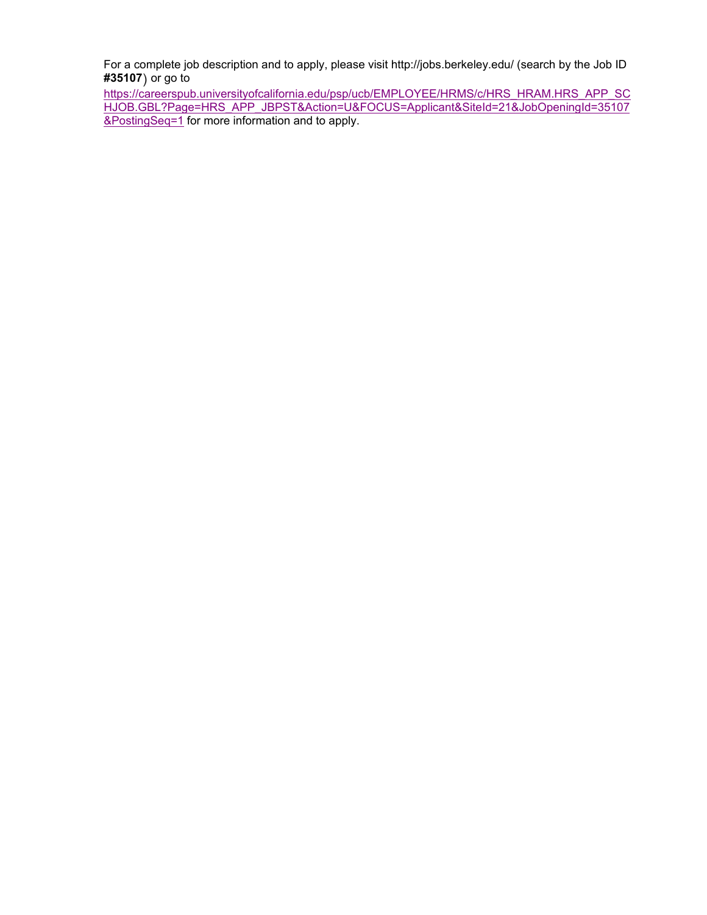For a complete job description and to apply, please visit http://jobs.berkeley.edu/ (search by the Job ID **#35107**) or go to https://careerspub.universityofcalifornia.edu/psp/ucb/EMPLOYEE/HRMS/c/HRS_HRAM.HRS_APP_SCHJOB.GBL?Page=HRS_APP_JBPST&Action=U&FOCUS=Applicant&SiteId=21&JobOpeningId=35107&PostingSeq=1 for more information and to apply.